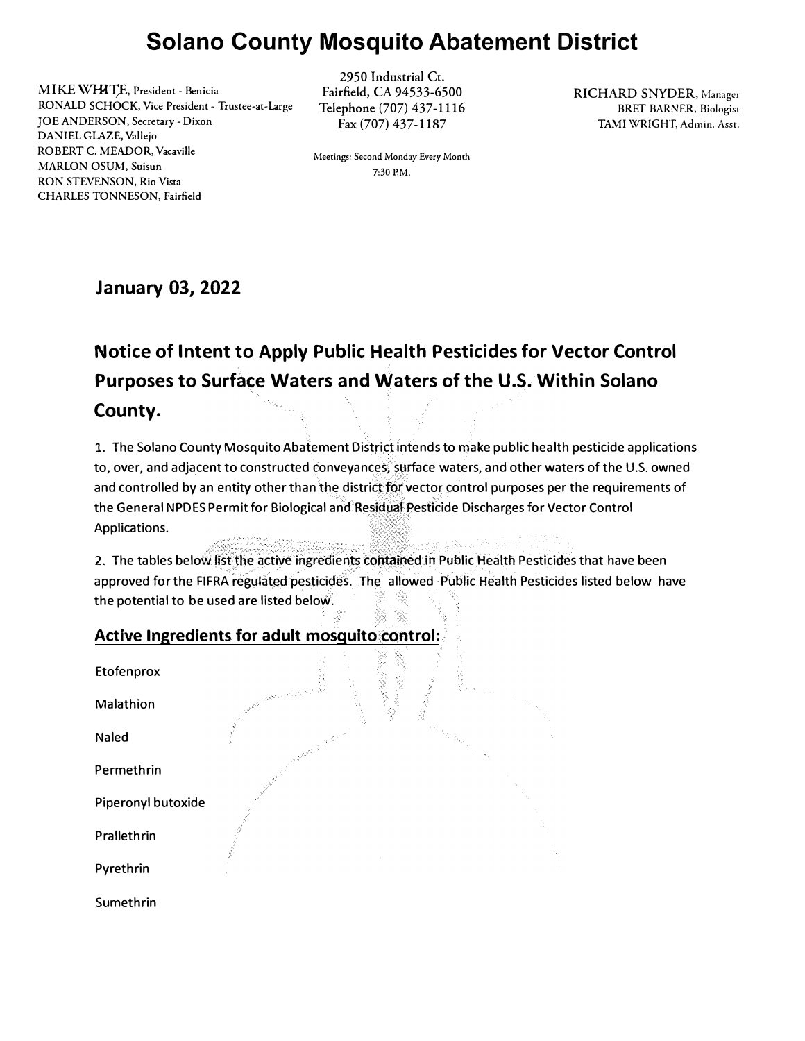# Solano County Mosquito Abatement District

MIKE WHITE, President - Benicia
RONALD SCHOCK, Vice President - Trustee-at-Large
JOE ANDERSON, Secretary - Dixon
DANIEL GLAZE, Vallejo
ROBERT C. MEADOR, Vacaville
MARLON OSUM, Suisun
RON STEVENSON, Rio Vista
CHARLES TONNESON, Fairfield

2950 Industrial Ct.
Fairfield, CA 94533-6500
Telephone (707) 437-1116
Fax (707) 437-1187

Meetings: Second Monday Every Month
7:30 P.M.

RICHARD SNYDER, Manager
BRET BARNER, Biologist
TAMI WRIGHT, Admin. Asst.

**January 03, 2022**

## Notice of Intent to Apply Public Health Pesticides for Vector Control Purposes to Surface Waters and Waters of the U.S. Within Solano County.

1. The Solano County Mosquito Abatement District intends to make public health pesticide applications to, over, and adjacent to constructed conveyances, surface waters, and other waters of the U.S. owned and controlled by an entity other than the district for vector control purposes per the requirements of the General NPDES Permit for Biological and Residual Pesticide Discharges for Vector Control Applications.

2. The tables below list the active ingredients contained in Public Health Pesticides that have been approved for the FIFRA regulated pesticides. The allowed Public Health Pesticides listed below have the potential to be used are listed below.

### Active Ingredients for adult mosquito control:

Etofenprox

Malathion

Naled

Permethrin

Piperonyl butoxide

Prallethrin

Pyrethrin

Sumethrin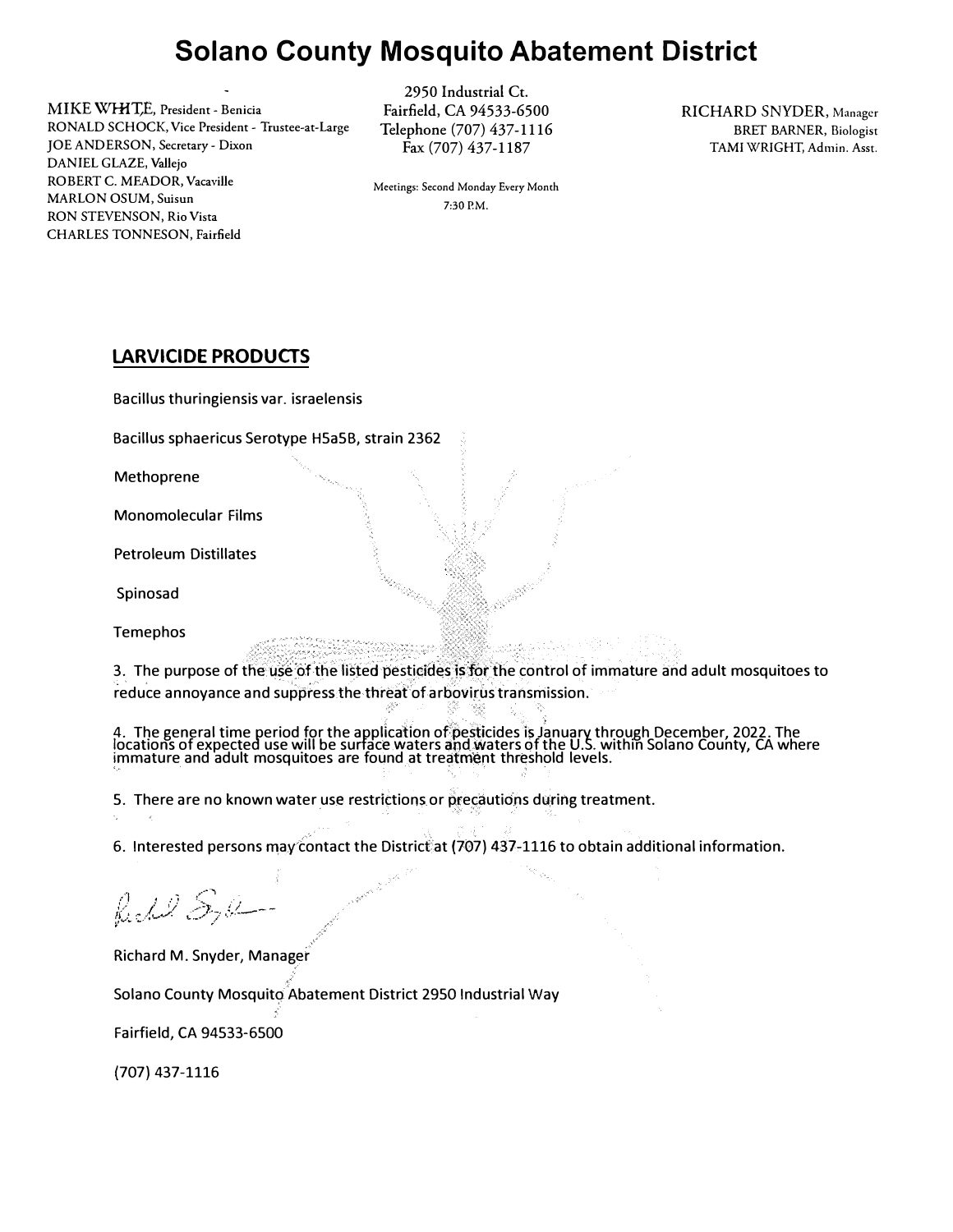# Solano County Mosquito Abatement District

MIKE WHITE, President - Benicia
RONALD SCHOCK, Vice President - Trustee-at-Large
JOE ANDERSON, Secretary - Dixon
DANIEL GLAZE, Vallejo
ROBERT C. MEADOR, Vacaville
MARLON OSUM, Suisun
RON STEVENSON, Rio Vista
CHARLES TONNESON, Fairfield

2950 Industrial Ct.
Fairfield, CA 94533-6500
Telephone (707) 437-1116
Fax (707) 437-1187

Meetings: Second Monday Every Month
7:30 P.M.

RICHARD SNYDER, Manager
BRET BARNER, Biologist
TAMI WRIGHT, Admin. Asst.

## LARVICIDE PRODUCTS

Bacillus thuringiensis var. israelensis

Bacillus sphaericus Serotype H5a5B, strain 2362

Methoprene

Monomolecular Films

Petroleum Distillates

Spinosad

Temephos

3. The purpose of the use of the listed pesticides is for the control of immature and adult mosquitoes to reduce annoyance and suppress the threat of arbovirus transmission.

4. The general time period for the application of pesticides is January through December, 2022. The locations of expected use will be surface waters and waters of the U.S. within Solano County, CA where immature and adult mosquitoes are found at treatment threshold levels.

5. There are no known water use restrictions or precautions during treatment.

6. Interested persons may contact the District at (707) 437-1116 to obtain additional information.

Richard M. Snyder, Manager

Solano County Mosquito Abatement District 2950 Industrial Way

Fairfield, CA 94533-6500

(707) 437-1116